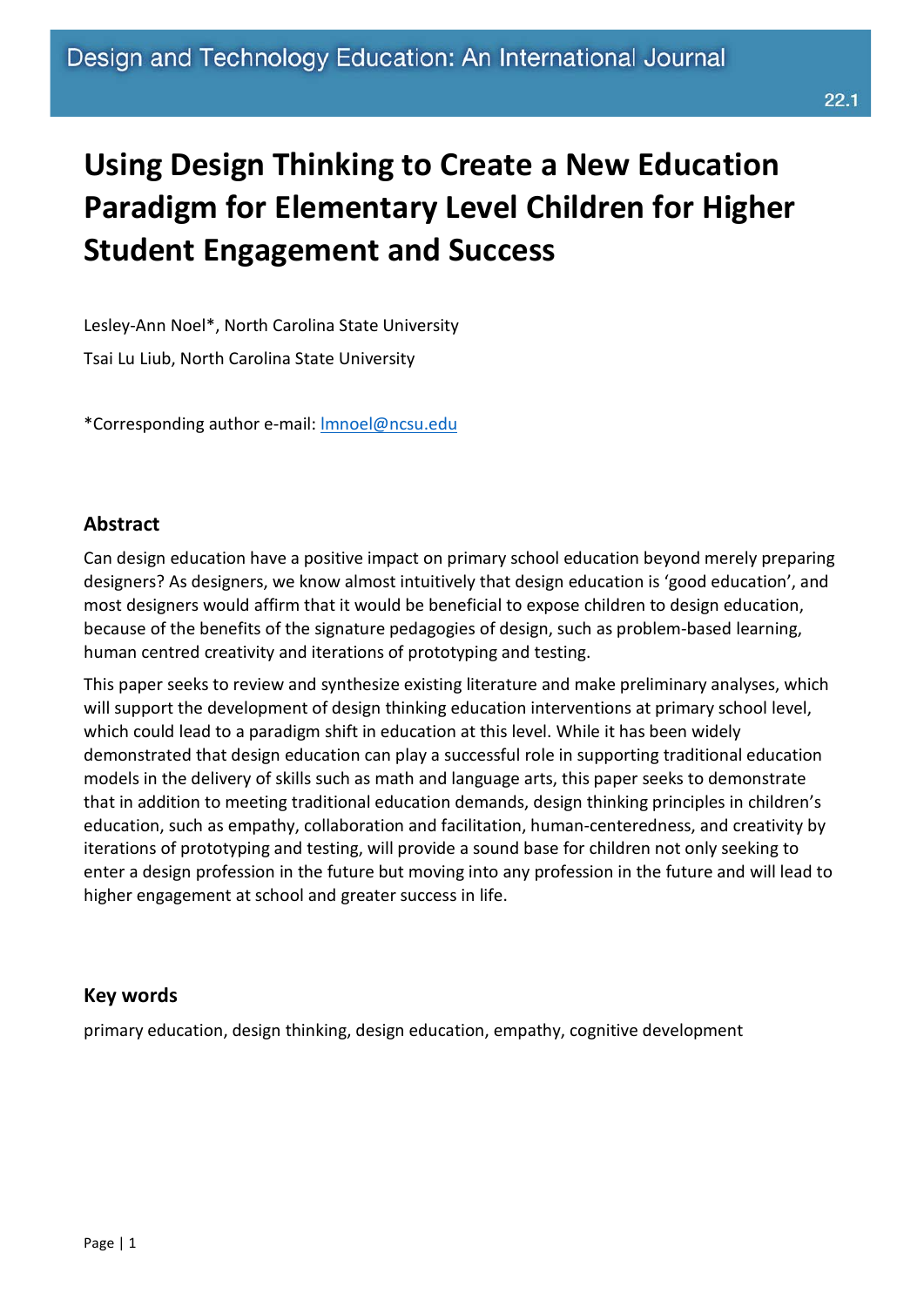# Using Design Thinking to Create a New Education Paradigm for Elementary Level Children for Higher Student Engagement and Success

Lesley-Ann Noel*, North Carolina State University

Tsai Lu Liub, North Carolina State University

*Corresponding author e-mail: lmnoel@ncsu.edu

## Abstract

Can design education have a positive impact on primary school education beyond merely preparing designers? As designers, we know almost intuitively that design education is 'good education', and most designers would affirm that it would be beneficial to expose children to design education, because of the benefits of the signature pedagogies of design, such as problem-based learning, human centred creativity and iterations of prototyping and testing.

This paper seeks to review and synthesize existing literature and make preliminary analyses, which will support the development of design thinking education interventions at primary school level, which could lead to a paradigm shift in education at this level. While it has been widely demonstrated that design education can play a successful role in supporting traditional education models in the delivery of skills such as math and language arts, this paper seeks to demonstrate that in addition to meeting traditional education demands, design thinking principles in children's education, such as empathy, collaboration and facilitation, human-centeredness, and creativity by iterations of prototyping and testing, will provide a sound base for children not only seeking to enter a design profession in the future but moving into any profession in the future and will lead to higher engagement at school and greater success in life.

## Key words

primary education, design thinking, design education, empathy, cognitive development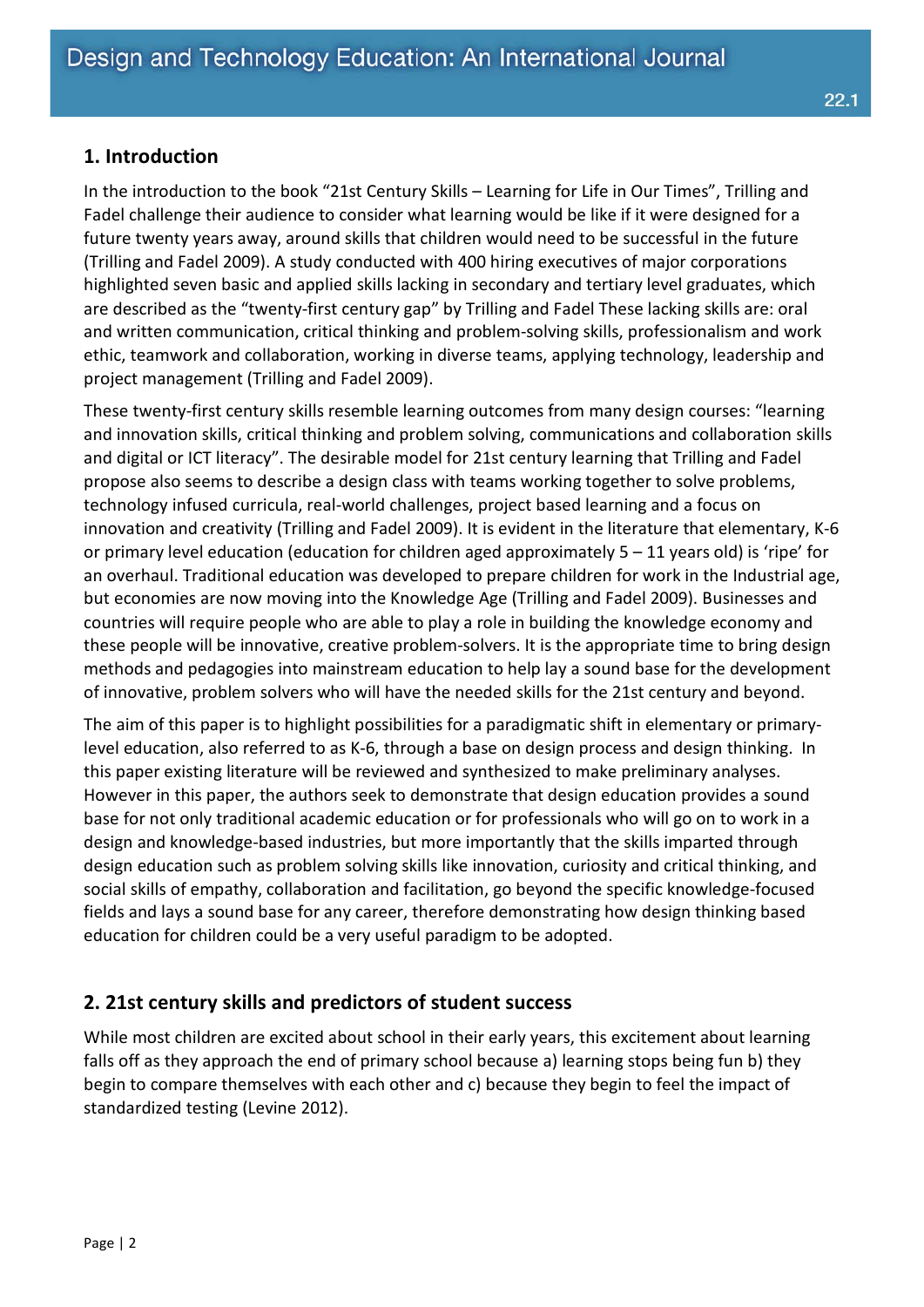## 1. Introduction

In the introduction to the book "21st Century Skills – Learning for Life in Our Times", Trilling and Fadel challenge their audience to consider what learning would be like if it were designed for a future twenty years away, around skills that children would need to be successful in the future (Trilling and Fadel 2009). A study conducted with 400 hiring executives of major corporations highlighted seven basic and applied skills lacking in secondary and tertiary level graduates, which are described as the "twenty-first century gap" by Trilling and Fadel These lacking skills are: oral and written communication, critical thinking and problem-solving skills, professionalism and work ethic, teamwork and collaboration, working in diverse teams, applying technology, leadership and project management (Trilling and Fadel 2009).

These twenty-first century skills resemble learning outcomes from many design courses: "learning and innovation skills, critical thinking and problem solving, communications and collaboration skills and digital or ICT literacy". The desirable model for 21st century learning that Trilling and Fadel propose also seems to describe a design class with teams working together to solve problems, technology infused curricula, real-world challenges, project based learning and a focus on innovation and creativity (Trilling and Fadel 2009). It is evident in the literature that elementary, K-6 or primary level education (education for children aged approximately 5 – 11 years old) is 'ripe' for an overhaul. Traditional education was developed to prepare children for work in the Industrial age, but economies are now moving into the Knowledge Age (Trilling and Fadel 2009). Businesses and countries will require people who are able to play a role in building the knowledge economy and these people will be innovative, creative problem-solvers. It is the appropriate time to bring design methods and pedagogies into mainstream education to help lay a sound base for the development of innovative, problem solvers who will have the needed skills for the 21st century and beyond.

The aim of this paper is to highlight possibilities for a paradigmatic shift in elementary or primary-level education, also referred to as K-6, through a base on design process and design thinking. In this paper existing literature will be reviewed and synthesized to make preliminary analyses. However in this paper, the authors seek to demonstrate that design education provides a sound base for not only traditional academic education or for professionals who will go on to work in a design and knowledge-based industries, but more importantly that the skills imparted through design education such as problem solving skills like innovation, curiosity and critical thinking, and social skills of empathy, collaboration and facilitation, go beyond the specific knowledge-focused fields and lays a sound base for any career, therefore demonstrating how design thinking based education for children could be a very useful paradigm to be adopted.

## 2. 21st century skills and predictors of student success

While most children are excited about school in their early years, this excitement about learning falls off as they approach the end of primary school because a) learning stops being fun b) they begin to compare themselves with each other and c) because they begin to feel the impact of standardized testing (Levine 2012).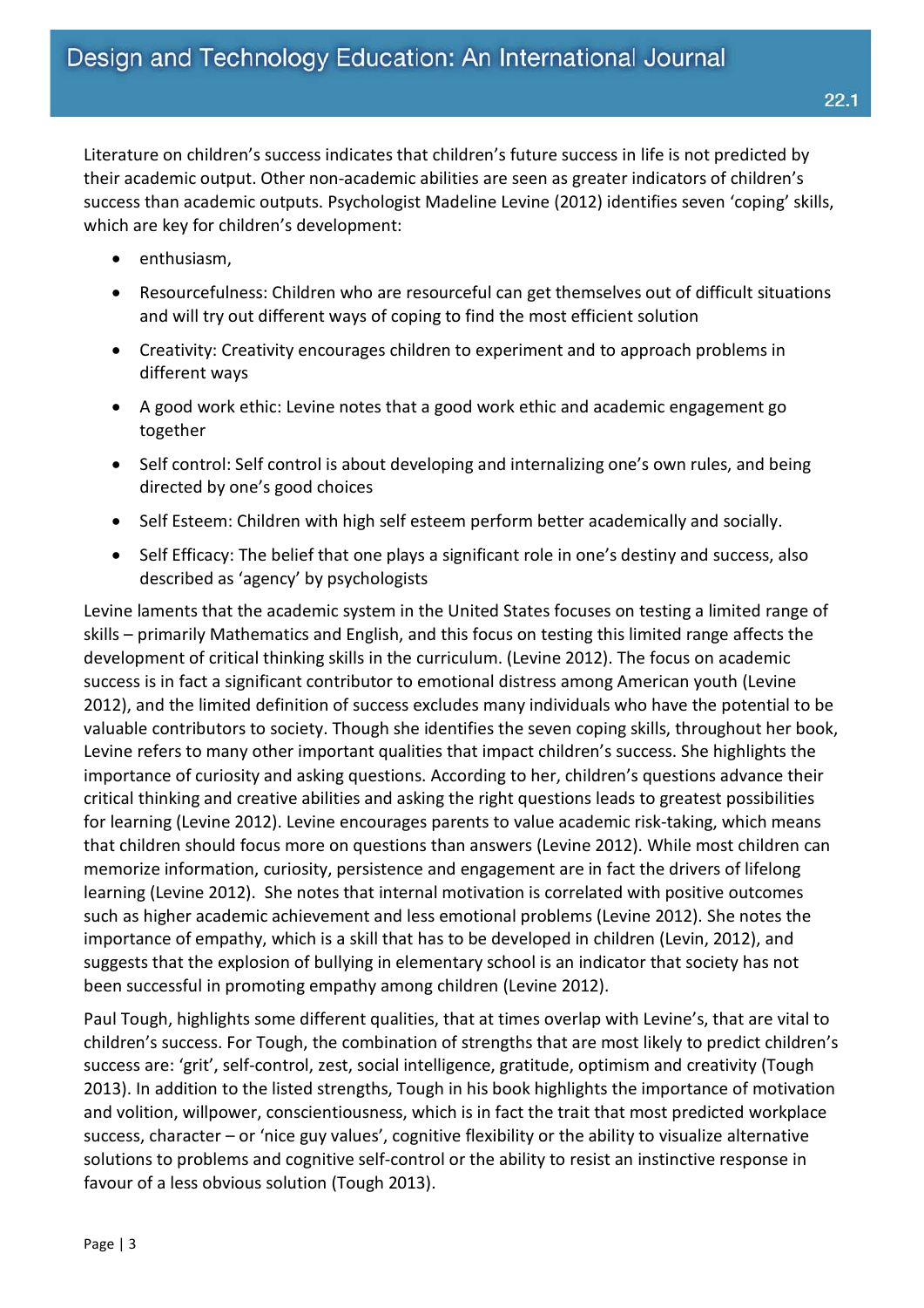Literature on children's success indicates that children's future success in life is not predicted by their academic output. Other non-academic abilities are seen as greater indicators of children's success than academic outputs. Psychologist Madeline Levine (2012) identifies seven 'coping' skills, which are key for children's development:

- enthusiasm,
- Resourcefulness: Children who are resourceful can get themselves out of difficult situations and will try out different ways of coping to find the most efficient solution
- Creativity: Creativity encourages children to experiment and to approach problems in different ways
- A good work ethic: Levine notes that a good work ethic and academic engagement go together
- Self control: Self control is about developing and internalizing one's own rules, and being directed by one's good choices
- Self Esteem: Children with high self esteem perform better academically and socially.
- Self Efficacy: The belief that one plays a significant role in one's destiny and success, also described as 'agency' by psychologists

Levine laments that the academic system in the United States focuses on testing a limited range of skills – primarily Mathematics and English, and this focus on testing this limited range affects the development of critical thinking skills in the curriculum. (Levine 2012). The focus on academic success is in fact a significant contributor to emotional distress among American youth (Levine 2012), and the limited definition of success excludes many individuals who have the potential to be valuable contributors to society. Though she identifies the seven coping skills, throughout her book, Levine refers to many other important qualities that impact children's success. She highlights the importance of curiosity and asking questions. According to her, children's questions advance their critical thinking and creative abilities and asking the right questions leads to greatest possibilities for learning (Levine 2012). Levine encourages parents to value academic risk-taking, which means that children should focus more on questions than answers (Levine 2012). While most children can memorize information, curiosity, persistence and engagement are in fact the drivers of lifelong learning (Levine 2012). She notes that internal motivation is correlated with positive outcomes such as higher academic achievement and less emotional problems (Levine 2012). She notes the importance of empathy, which is a skill that has to be developed in children (Levin, 2012), and suggests that the explosion of bullying in elementary school is an indicator that society has not been successful in promoting empathy among children (Levine 2012).

Paul Tough, highlights some different qualities, that at times overlap with Levine's, that are vital to children's success. For Tough, the combination of strengths that are most likely to predict children's success are: 'grit', self-control, zest, social intelligence, gratitude, optimism and creativity (Tough 2013). In addition to the listed strengths, Tough in his book highlights the importance of motivation and volition, willpower, conscientiousness, which is in fact the trait that most predicted workplace success, character – or 'nice guy values', cognitive flexibility or the ability to visualize alternative solutions to problems and cognitive self-control or the ability to resist an instinctive response in favour of a less obvious solution (Tough 2013).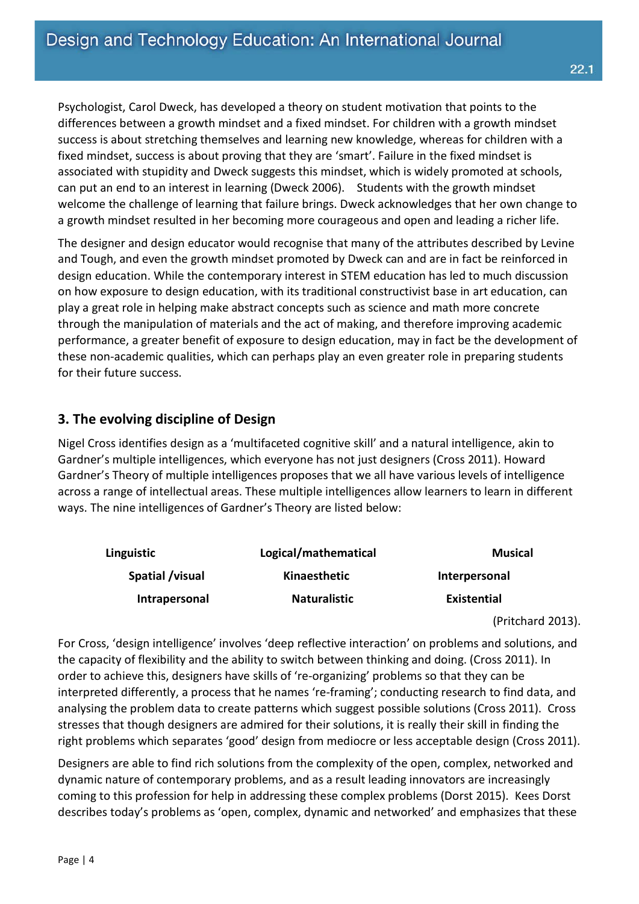Psychologist, Carol Dweck, has developed a theory on student motivation that points to the differences between a growth mindset and a fixed mindset. For children with a growth mindset success is about stretching themselves and learning new knowledge, whereas for children with a fixed mindset, success is about proving that they are 'smart'. Failure in the fixed mindset is associated with stupidity and Dweck suggests this mindset, which is widely promoted at schools, can put an end to an interest in learning (Dweck 2006). Students with the growth mindset welcome the challenge of learning that failure brings. Dweck acknowledges that her own change to a growth mindset resulted in her becoming more courageous and open and leading a richer life.

The designer and design educator would recognise that many of the attributes described by Levine and Tough, and even the growth mindset promoted by Dweck can and are in fact be reinforced in design education. While the contemporary interest in STEM education has led to much discussion on how exposure to design education, with its traditional constructivist base in art education, can play a great role in helping make abstract concepts such as science and math more concrete through the manipulation of materials and the act of making, and therefore improving academic performance, a greater benefit of exposure to design education, may in fact be the development of these non-academic qualities, which can perhaps play an even greater role in preparing students for their future success.

## 3. The evolving discipline of Design

Nigel Cross identifies design as a 'multifaceted cognitive skill' and a natural intelligence, akin to Gardner's multiple intelligences, which everyone has not just designers (Cross 2011). Howard Gardner's Theory of multiple intelligences proposes that we all have various levels of intelligence across a range of intellectual areas. These multiple intelligences allow learners to learn in different ways. The nine intelligences of Gardner's Theory are listed below:

| | | |
|---|---|---|
| **Linguistic** | **Logical/mathematical** | **Musical** |
| **Spatial /visual** | **Kinaesthetic** | **Interpersonal** |
| **Intrapersonal** | **Naturalistic** | **Existential** |

(Pritchard 2013).

For Cross, 'design intelligence' involves 'deep reflective interaction' on problems and solutions, and the capacity of flexibility and the ability to switch between thinking and doing. (Cross 2011). In order to achieve this, designers have skills of 're-organizing' problems so that they can be interpreted differently, a process that he names 're-framing'; conducting research to find data, and analysing the problem data to create patterns which suggest possible solutions (Cross 2011). Cross stresses that though designers are admired for their solutions, it is really their skill in finding the right problems which separates 'good' design from mediocre or less acceptable design (Cross 2011).

Designers are able to find rich solutions from the complexity of the open, complex, networked and dynamic nature of contemporary problems, and as a result leading innovators are increasingly coming to this profession for help in addressing these complex problems (Dorst 2015). Kees Dorst describes today's problems as 'open, complex, dynamic and networked' and emphasizes that these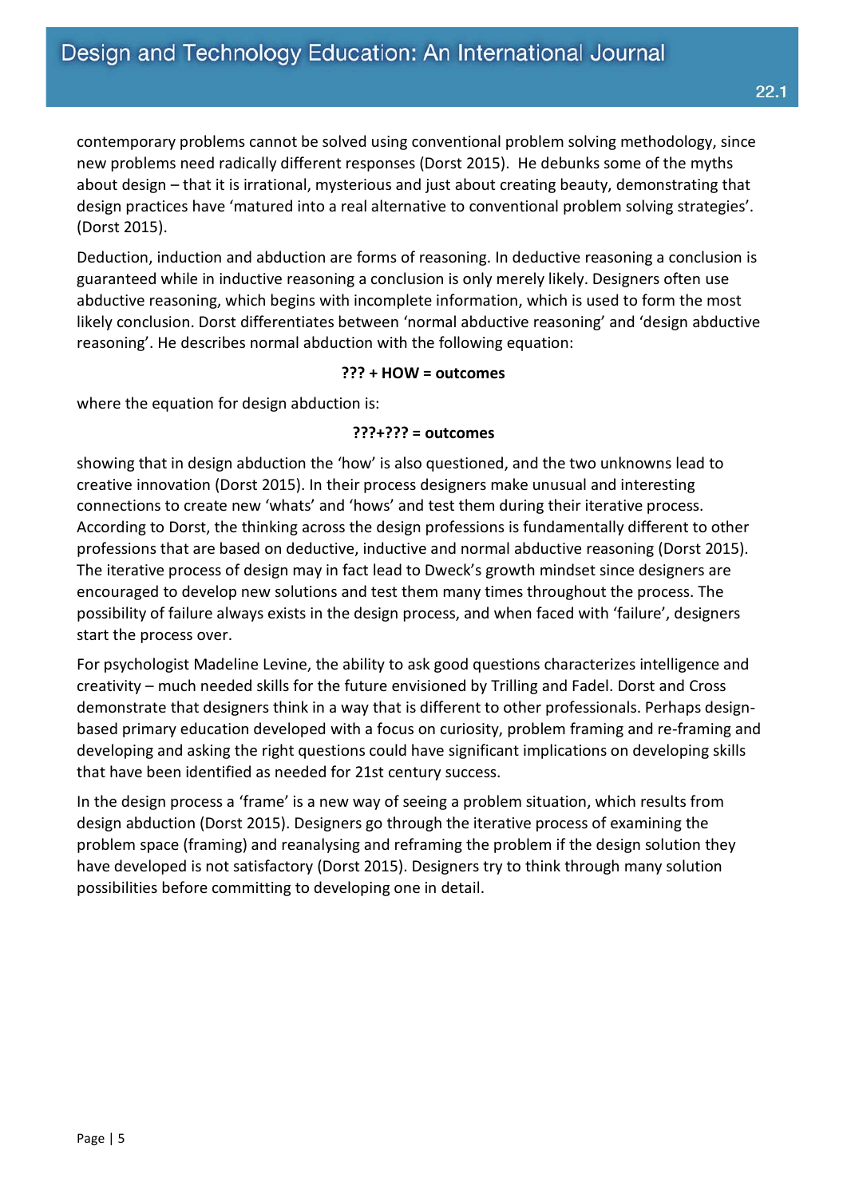contemporary problems cannot be solved using conventional problem solving methodology, since new problems need radically different responses (Dorst 2015). He debunks some of the myths about design – that it is irrational, mysterious and just about creating beauty, demonstrating that design practices have 'matured into a real alternative to conventional problem solving strategies'. (Dorst 2015).

Deduction, induction and abduction are forms of reasoning. In deductive reasoning a conclusion is guaranteed while in inductive reasoning a conclusion is only merely likely. Designers often use abductive reasoning, which begins with incomplete information, which is used to form the most likely conclusion. Dorst differentiates between 'normal abductive reasoning' and 'design abductive reasoning'. He describes normal abduction with the following equation:

**??? + HOW = outcomes**

where the equation for design abduction is:

**???+??? = outcomes**

showing that in design abduction the 'how' is also questioned, and the two unknowns lead to creative innovation (Dorst 2015). In their process designers make unusual and interesting connections to create new 'whats' and 'hows' and test them during their iterative process. According to Dorst, the thinking across the design professions is fundamentally different to other professions that are based on deductive, inductive and normal abductive reasoning (Dorst 2015). The iterative process of design may in fact lead to Dweck's growth mindset since designers are encouraged to develop new solutions and test them many times throughout the process. The possibility of failure always exists in the design process, and when faced with 'failure', designers start the process over.

For psychologist Madeline Levine, the ability to ask good questions characterizes intelligence and creativity – much needed skills for the future envisioned by Trilling and Fadel. Dorst and Cross demonstrate that designers think in a way that is different to other professionals. Perhaps design-based primary education developed with a focus on curiosity, problem framing and re-framing and developing and asking the right questions could have significant implications on developing skills that have been identified as needed for 21st century success.

In the design process a 'frame' is a new way of seeing a problem situation, which results from design abduction (Dorst 2015). Designers go through the iterative process of examining the problem space (framing) and reanalysing and reframing the problem if the design solution they have developed is not satisfactory (Dorst 2015). Designers try to think through many solution possibilities before committing to developing one in detail.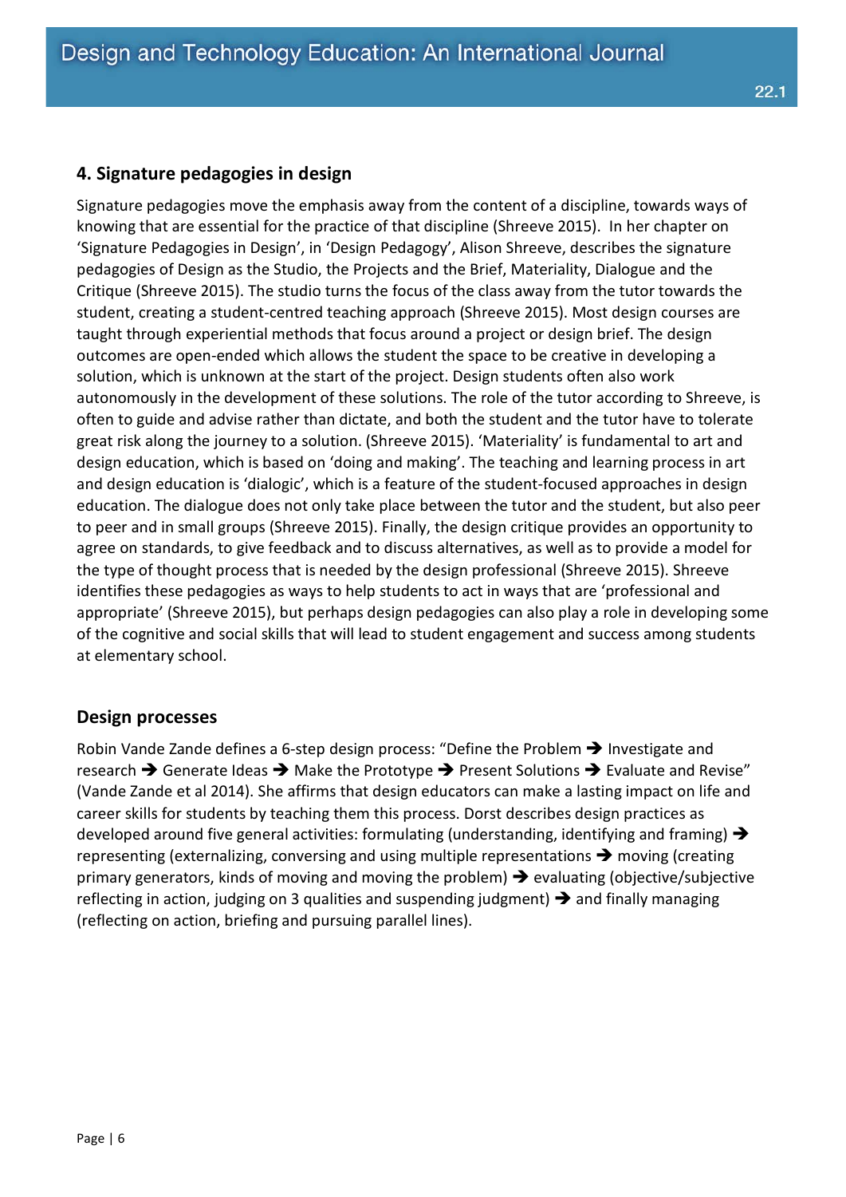## 4. Signature pedagogies in design

Signature pedagogies move the emphasis away from the content of a discipline, towards ways of knowing that are essential for the practice of that discipline (Shreeve 2015). In her chapter on 'Signature Pedagogies in Design', in 'Design Pedagogy', Alison Shreeve, describes the signature pedagogies of Design as the Studio, the Projects and the Brief, Materiality, Dialogue and the Critique (Shreeve 2015). The studio turns the focus of the class away from the tutor towards the student, creating a student-centred teaching approach (Shreeve 2015). Most design courses are taught through experiential methods that focus around a project or design brief. The design outcomes are open-ended which allows the student the space to be creative in developing a solution, which is unknown at the start of the project. Design students often also work autonomously in the development of these solutions. The role of the tutor according to Shreeve, is often to guide and advise rather than dictate, and both the student and the tutor have to tolerate great risk along the journey to a solution. (Shreeve 2015). 'Materiality' is fundamental to art and design education, which is based on 'doing and making'. The teaching and learning process in art and design education is 'dialogic', which is a feature of the student-focused approaches in design education. The dialogue does not only take place between the tutor and the student, but also peer to peer and in small groups (Shreeve 2015). Finally, the design critique provides an opportunity to agree on standards, to give feedback and to discuss alternatives, as well as to provide a model for the type of thought process that is needed by the design professional (Shreeve 2015). Shreeve identifies these pedagogies as ways to help students to act in ways that are 'professional and appropriate' (Shreeve 2015), but perhaps design pedagogies can also play a role in developing some of the cognitive and social skills that will lead to student engagement and success among students at elementary school.

### Design processes

Robin Vande Zande defines a 6-step design process: "Define the Problem ➔ Investigate and research ➔ Generate Ideas ➔ Make the Prototype ➔ Present Solutions ➔ Evaluate and Revise" (Vande Zande et al 2014). She affirms that design educators can make a lasting impact on life and career skills for students by teaching them this process. Dorst describes design practices as developed around five general activities: formulating (understanding, identifying and framing) ➔ representing (externalizing, conversing and using multiple representations ➔ moving (creating primary generators, kinds of moving and moving the problem) ➔ evaluating (objective/subjective reflecting in action, judging on 3 qualities and suspending judgment) ➔ and finally managing (reflecting on action, briefing and pursuing parallel lines).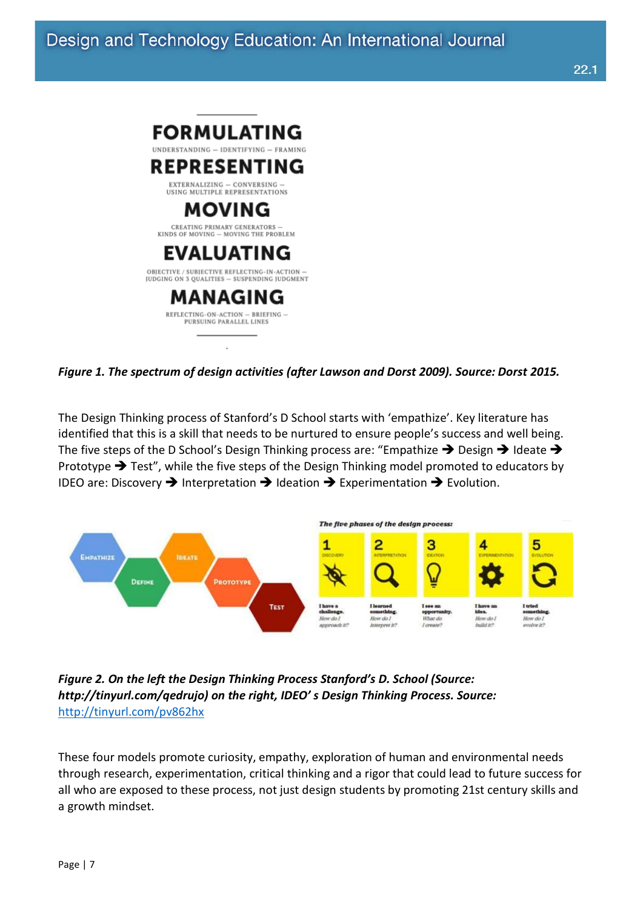FORMULATING

UNDERSTANDING – IDENTIFYING – FRAMING

REPRESENTING

EXTERNALIZING – CONVERSING – USING MULTIPLE REPRESENTATIONS

MOVING

CREATING PRIMARY GENERATORS – KINDS OF MOVING – MOVING THE PROBLEM

EVALUATING

OBJECTIVE / SUBJECTIVE REFLECTING-IN-ACTION – JUDGING ON 3 QUALITIES – SUSPENDING JUDGMENT

MANAGING

REFLECTING-ON-ACTION – BRIEFING – PURSUING PARALLEL LINES

***Figure 1. The spectrum of design activities (after Lawson and Dorst 2009). Source: Dorst 2015.***

The Design Thinking process of Stanford's D School starts with 'empathize'. Key literature has identified that this is a skill that needs to be nurtured to ensure people's success and well being. The five steps of the D School's Design Thinking process are: "Empathize ➔ Design ➔ Ideate ➔ Prototype ➔ Test", while the five steps of the Design Thinking model promoted to educators by IDEO are: Discovery ➔ Interpretation ➔ Ideation ➔ Experimentation ➔ Evolution.

***Figure 2. On the left the Design Thinking Process Stanford's D. School (Source: http://tinyurl.com/qedrujo) on the right, IDEO' s Design Thinking Process. Source:*** [http://tinyurl.com/pv862hx](http://tinyurl.com/pv862hx)

These four models promote curiosity, empathy, exploration of human and environmental needs through research, experimentation, critical thinking and a rigor that could lead to future success for all who are exposed to these process, not just design students by promoting 21st century skills and a growth mindset.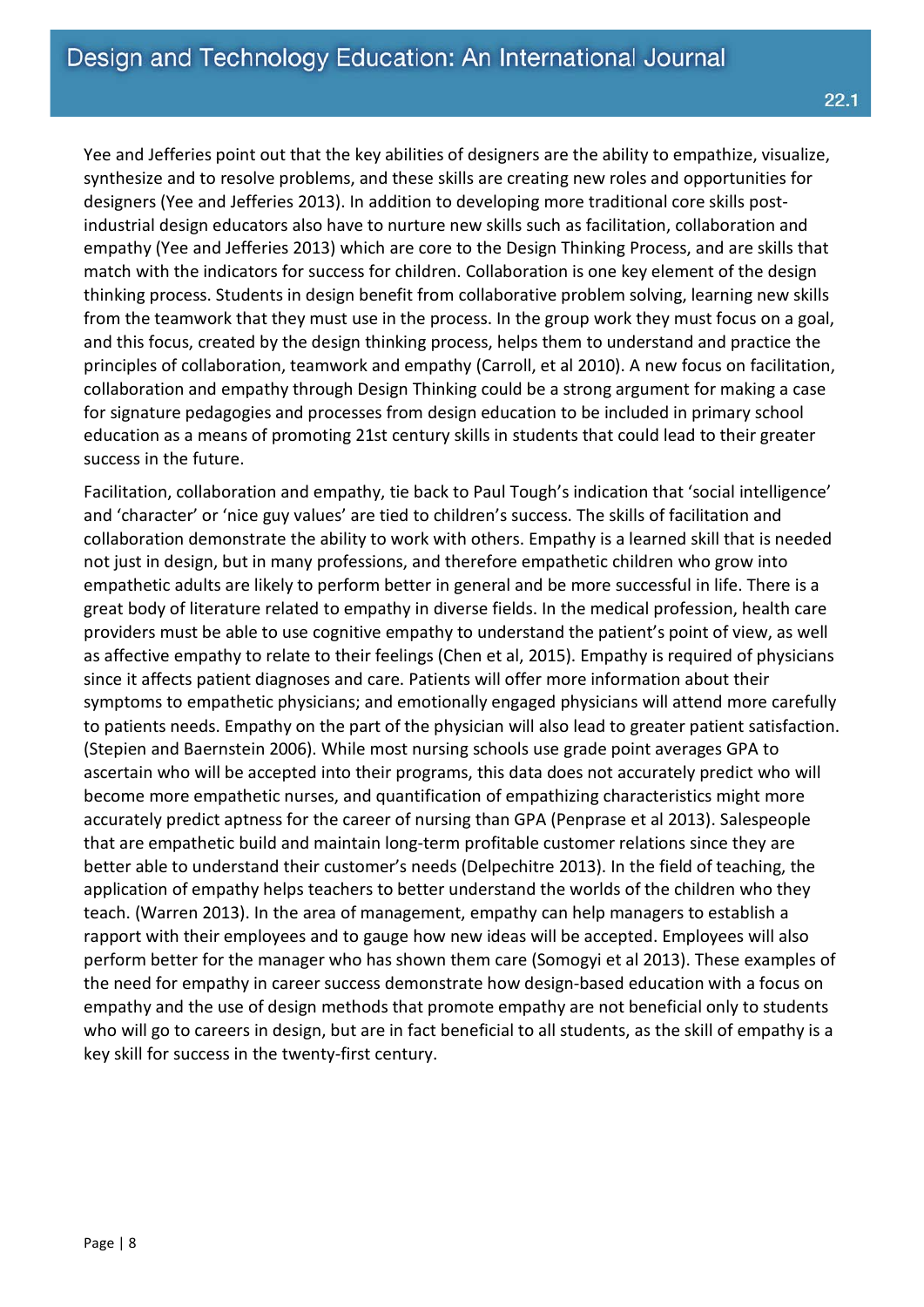Yee and Jefferies point out that the key abilities of designers are the ability to empathize, visualize, synthesize and to resolve problems, and these skills are creating new roles and opportunities for designers (Yee and Jefferies 2013). In addition to developing more traditional core skills post-industrial design educators also have to nurture new skills such as facilitation, collaboration and empathy (Yee and Jefferies 2013) which are core to the Design Thinking Process, and are skills that match with the indicators for success for children. Collaboration is one key element of the design thinking process. Students in design benefit from collaborative problem solving, learning new skills from the teamwork that they must use in the process. In the group work they must focus on a goal, and this focus, created by the design thinking process, helps them to understand and practice the principles of collaboration, teamwork and empathy (Carroll, et al 2010). A new focus on facilitation, collaboration and empathy through Design Thinking could be a strong argument for making a case for signature pedagogies and processes from design education to be included in primary school education as a means of promoting 21st century skills in students that could lead to their greater success in the future.

Facilitation, collaboration and empathy, tie back to Paul Tough's indication that 'social intelligence' and 'character' or 'nice guy values' are tied to children's success. The skills of facilitation and collaboration demonstrate the ability to work with others. Empathy is a learned skill that is needed not just in design, but in many professions, and therefore empathetic children who grow into empathetic adults are likely to perform better in general and be more successful in life. There is a great body of literature related to empathy in diverse fields. In the medical profession, health care providers must be able to use cognitive empathy to understand the patient's point of view, as well as affective empathy to relate to their feelings (Chen et al, 2015). Empathy is required of physicians since it affects patient diagnoses and care. Patients will offer more information about their symptoms to empathetic physicians; and emotionally engaged physicians will attend more carefully to patients needs. Empathy on the part of the physician will also lead to greater patient satisfaction. (Stepien and Baernstein 2006). While most nursing schools use grade point averages GPA to ascertain who will be accepted into their programs, this data does not accurately predict who will become more empathetic nurses, and quantification of empathizing characteristics might more accurately predict aptness for the career of nursing than GPA (Penprase et al 2013). Salespeople that are empathetic build and maintain long-term profitable customer relations since they are better able to understand their customer's needs (Delpechitre 2013). In the field of teaching, the application of empathy helps teachers to better understand the worlds of the children who they teach. (Warren 2013). In the area of management, empathy can help managers to establish a rapport with their employees and to gauge how new ideas will be accepted. Employees will also perform better for the manager who has shown them care (Somogyi et al 2013). These examples of the need for empathy in career success demonstrate how design-based education with a focus on empathy and the use of design methods that promote empathy are not beneficial only to students who will go to careers in design, but are in fact beneficial to all students, as the skill of empathy is a key skill for success in the twenty-first century.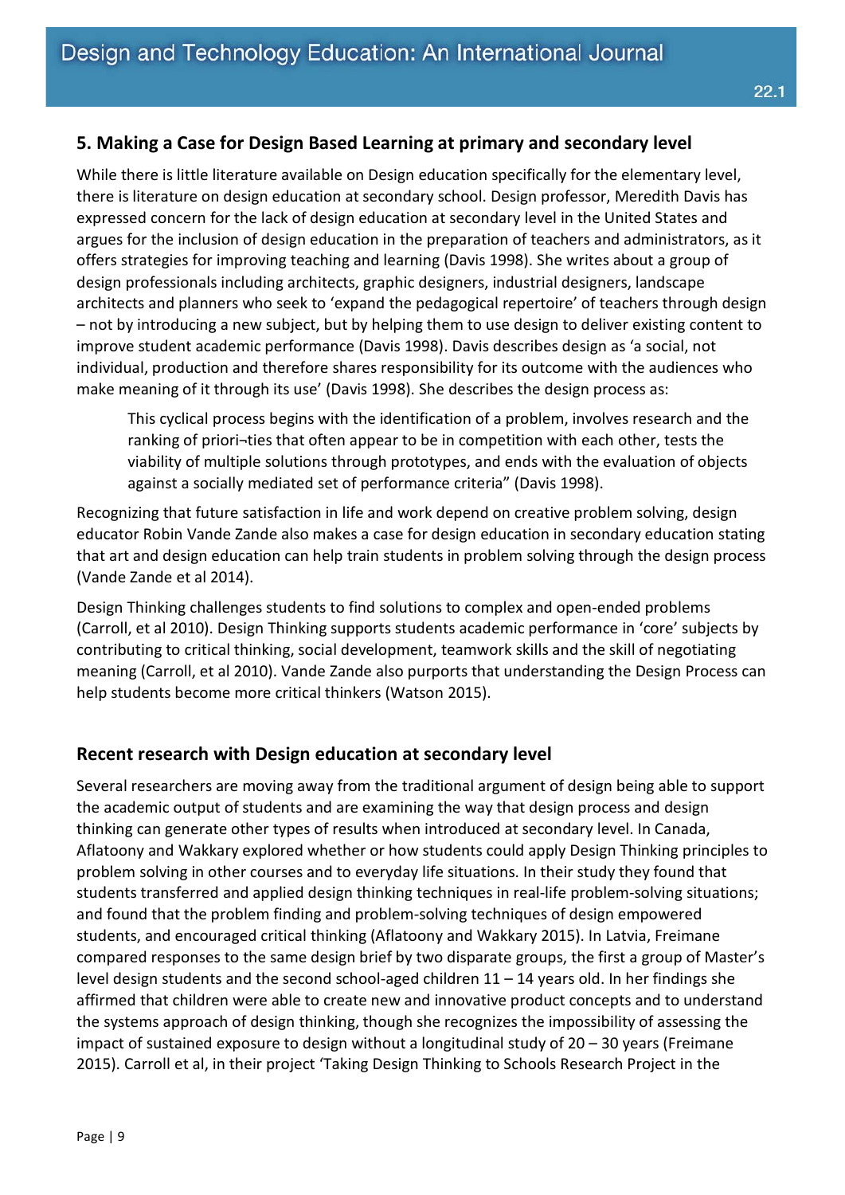## 5. Making a Case for Design Based Learning at primary and secondary level

While there is little literature available on Design education specifically for the elementary level, there is literature on design education at secondary school. Design professor, Meredith Davis has expressed concern for the lack of design education at secondary level in the United States and argues for the inclusion of design education in the preparation of teachers and administrators, as it offers strategies for improving teaching and learning (Davis 1998). She writes about a group of design professionals including architects, graphic designers, industrial designers, landscape architects and planners who seek to 'expand the pedagogical repertoire' of teachers through design – not by introducing a new subject, but by helping them to use design to deliver existing content to improve student academic performance (Davis 1998). Davis describes design as 'a social, not individual, production and therefore shares responsibility for its outcome with the audiences who make meaning of it through its use' (Davis 1998). She describes the design process as:

> This cyclical process begins with the identification of a problem, involves research and the ranking of priori¬ties that often appear to be in competition with each other, tests the viability of multiple solutions through prototypes, and ends with the evaluation of objects against a socially mediated set of performance criteria" (Davis 1998).

Recognizing that future satisfaction in life and work depend on creative problem solving, design educator Robin Vande Zande also makes a case for design education in secondary education stating that art and design education can help train students in problem solving through the design process (Vande Zande et al 2014).

Design Thinking challenges students to find solutions to complex and open-ended problems (Carroll, et al 2010). Design Thinking supports students academic performance in 'core' subjects by contributing to critical thinking, social development, teamwork skills and the skill of negotiating meaning (Carroll, et al 2010). Vande Zande also purports that understanding the Design Process can help students become more critical thinkers (Watson 2015).

## Recent research with Design education at secondary level

Several researchers are moving away from the traditional argument of design being able to support the academic output of students and are examining the way that design process and design thinking can generate other types of results when introduced at secondary level. In Canada, Aflatoony and Wakkary explored whether or how students could apply Design Thinking principles to problem solving in other courses and to everyday life situations. In their study they found that students transferred and applied design thinking techniques in real-life problem-solving situations; and found that the problem finding and problem-solving techniques of design empowered students, and encouraged critical thinking (Aflatoony and Wakkary 2015). In Latvia, Freimane compared responses to the same design brief by two disparate groups, the first a group of Master's level design students and the second school-aged children 11 – 14 years old. In her findings she affirmed that children were able to create new and innovative product concepts and to understand the systems approach of design thinking, though she recognizes the impossibility of assessing the impact of sustained exposure to design without a longitudinal study of 20 – 30 years (Freimane 2015). Carroll et al, in their project 'Taking Design Thinking to Schools Research Project in the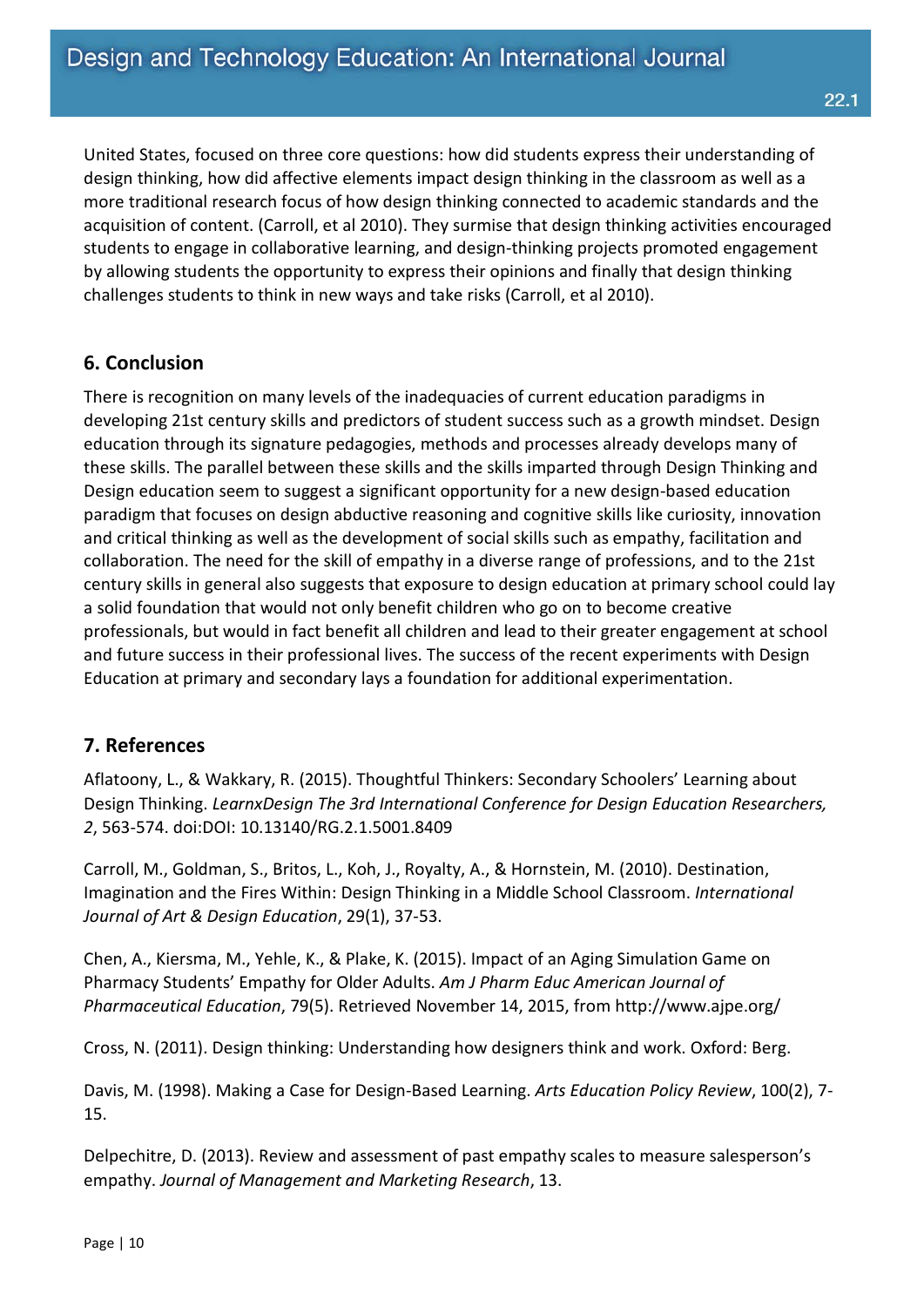United States, focused on three core questions: how did students express their understanding of design thinking, how did affective elements impact design thinking in the classroom as well as a more traditional research focus of how design thinking connected to academic standards and the acquisition of content. (Carroll, et al 2010). They surmise that design thinking activities encouraged students to engage in collaborative learning, and design-thinking projects promoted engagement by allowing students the opportunity to express their opinions and finally that design thinking challenges students to think in new ways and take risks (Carroll, et al 2010).

## 6. Conclusion

There is recognition on many levels of the inadequacies of current education paradigms in developing 21st century skills and predictors of student success such as a growth mindset. Design education through its signature pedagogies, methods and processes already develops many of these skills. The parallel between these skills and the skills imparted through Design Thinking and Design education seem to suggest a significant opportunity for a new design-based education paradigm that focuses on design abductive reasoning and cognitive skills like curiosity, innovation and critical thinking as well as the development of social skills such as empathy, facilitation and collaboration. The need for the skill of empathy in a diverse range of professions, and to the 21st century skills in general also suggests that exposure to design education at primary school could lay a solid foundation that would not only benefit children who go on to become creative professionals, but would in fact benefit all children and lead to their greater engagement at school and future success in their professional lives. The success of the recent experiments with Design Education at primary and secondary lays a foundation for additional experimentation.

## 7. References

Aflatoony, L., & Wakkary, R. (2015). Thoughtful Thinkers: Secondary Schoolers' Learning about Design Thinking. *LearnxDesign The 3rd International Conference for Design Education Researchers, 2*, 563-574. doi:DOI: 10.13140/RG.2.1.5001.8409

Carroll, M., Goldman, S., Britos, L., Koh, J., Royalty, A., & Hornstein, M. (2010). Destination, Imagination and the Fires Within: Design Thinking in a Middle School Classroom. *International Journal of Art & Design Education*, 29(1), 37-53.

Chen, A., Kiersma, M., Yehle, K., & Plake, K. (2015). Impact of an Aging Simulation Game on Pharmacy Students' Empathy for Older Adults. *Am J Pharm Educ American Journal of Pharmaceutical Education*, 79(5). Retrieved November 14, 2015, from http://www.ajpe.org/

Cross, N. (2011). Design thinking: Understanding how designers think and work. Oxford: Berg.

Davis, M. (1998). Making a Case for Design-Based Learning. *Arts Education Policy Review*, 100(2), 7-15.

Delpechitre, D. (2013). Review and assessment of past empathy scales to measure salesperson's empathy. *Journal of Management and Marketing Research*, 13.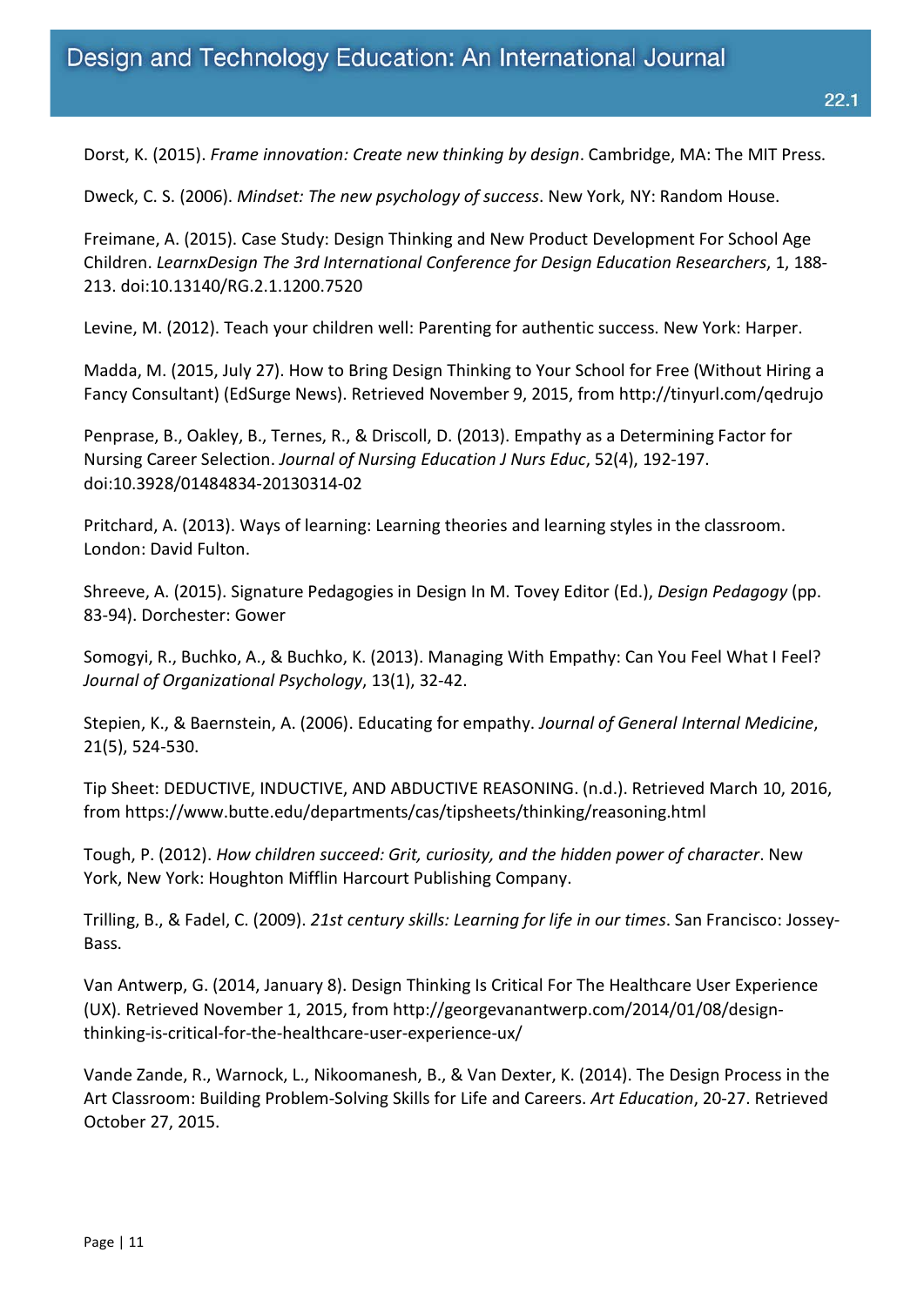Dorst, K. (2015). *Frame innovation: Create new thinking by design*. Cambridge, MA: The MIT Press.

Dweck, C. S. (2006). *Mindset: The new psychology of success*. New York, NY: Random House.

Freimane, A. (2015). Case Study: Design Thinking and New Product Development For School Age Children. *LearnxDesign The 3rd International Conference for Design Education Researchers*, 1, 188-213. doi:10.13140/RG.2.1.1200.7520

Levine, M. (2012). Teach your children well: Parenting for authentic success. New York: Harper.

Madda, M. (2015, July 27). How to Bring Design Thinking to Your School for Free (Without Hiring a Fancy Consultant) (EdSurge News). Retrieved November 9, 2015, from http://tinyurl.com/qedrujo

Penprase, B., Oakley, B., Ternes, R., & Driscoll, D. (2013). Empathy as a Determining Factor for Nursing Career Selection. *Journal of Nursing Education J Nurs Educ*, 52(4), 192-197. doi:10.3928/01484834-20130314-02

Pritchard, A. (2013). Ways of learning: Learning theories and learning styles in the classroom. London: David Fulton.

Shreeve, A. (2015). Signature Pedagogies in Design In M. Tovey Editor (Ed.), *Design Pedagogy* (pp. 83-94). Dorchester: Gower

Somogyi, R., Buchko, A., & Buchko, K. (2013). Managing With Empathy: Can You Feel What I Feel? *Journal of Organizational Psychology*, 13(1), 32-42.

Stepien, K., & Baernstein, A. (2006). Educating for empathy. *Journal of General Internal Medicine*, 21(5), 524-530.

Tip Sheet: DEDUCTIVE, INDUCTIVE, AND ABDUCTIVE REASONING. (n.d.). Retrieved March 10, 2016, from https://www.butte.edu/departments/cas/tipsheets/thinking/reasoning.html

Tough, P. (2012). *How children succeed: Grit, curiosity, and the hidden power of character*. New York, New York: Houghton Mifflin Harcourt Publishing Company.

Trilling, B., & Fadel, C. (2009). *21st century skills: Learning for life in our times*. San Francisco: Jossey-Bass.

Van Antwerp, G. (2014, January 8). Design Thinking Is Critical For The Healthcare User Experience (UX). Retrieved November 1, 2015, from http://georgevanantwerp.com/2014/01/08/design-thinking-is-critical-for-the-healthcare-user-experience-ux/

Vande Zande, R., Warnock, L., Nikoomanesh, B., & Van Dexter, K. (2014). The Design Process in the Art Classroom: Building Problem-Solving Skills for Life and Careers. *Art Education*, 20-27. Retrieved October 27, 2015.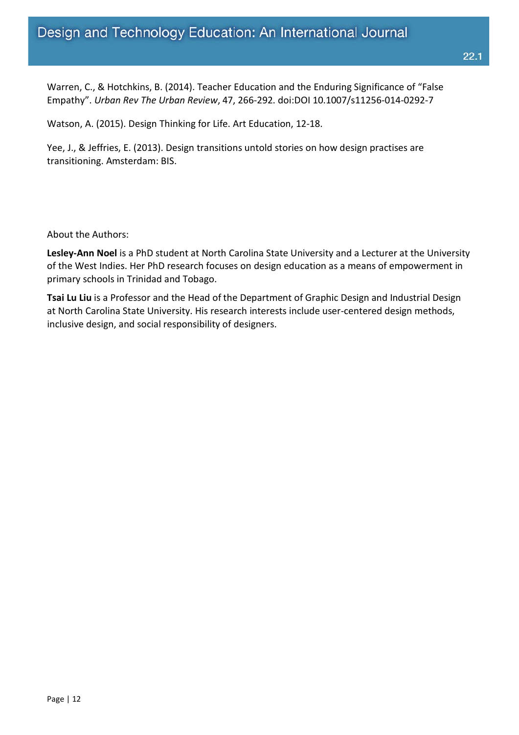Warren, C., & Hotchkins, B. (2014). Teacher Education and the Enduring Significance of "False Empathy". *Urban Rev The Urban Review*, 47, 266-292. doi:DOI 10.1007/s11256-014-0292-7

Watson, A. (2015). Design Thinking for Life. Art Education, 12-18.

Yee, J., & Jeffries, E. (2013). Design transitions untold stories on how design practises are transitioning. Amsterdam: BIS.

About the Authors:

**Lesley-Ann Noel** is a PhD student at North Carolina State University and a Lecturer at the University of the West Indies. Her PhD research focuses on design education as a means of empowerment in primary schools in Trinidad and Tobago.

**Tsai Lu Liu** is a Professor and the Head of the Department of Graphic Design and Industrial Design at North Carolina State University. His research interests include user-centered design methods, inclusive design, and social responsibility of designers.